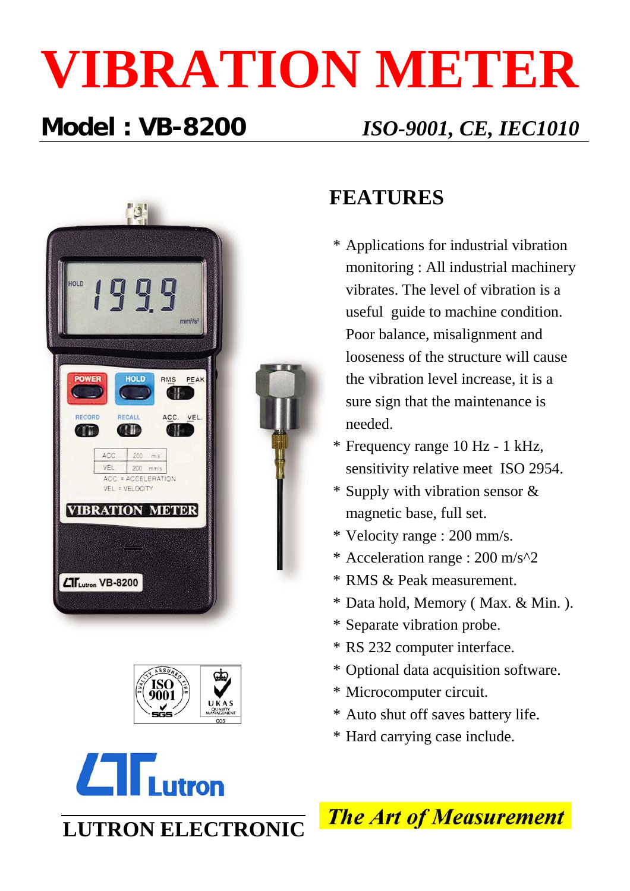# VIBRATION METER

## Model : VB-8200 *ISO-9001, CE, IEC1010*

## FEATURES

* Applications for industrial vibration monitoring : All industrial machinery vibrates. The level of vibration is a useful guide to machine condition. Poor balance, misalignment and looseness of the structure will cause the vibration level increase, it is a sure sign that the maintenance is needed.
* Frequency range 10 Hz - 1 kHz, sensitivity relative meet ISO 2954.
* Supply with vibration sensor & magnetic base, full set.
* Velocity range : 200 mm/s.
* Acceleration range : 200 m/s^2
* RMS & Peak measurement.
* Data hold, Memory ( Max. & Min. ).
* Separate vibration probe.
* RS 232 computer interface.
* Optional data acquisition software.
* Microcomputer circuit.
* Auto shut off saves battery life.
* Hard carrying case include.

**LUTRON ELECTRONIC**

***The Art of Measurement***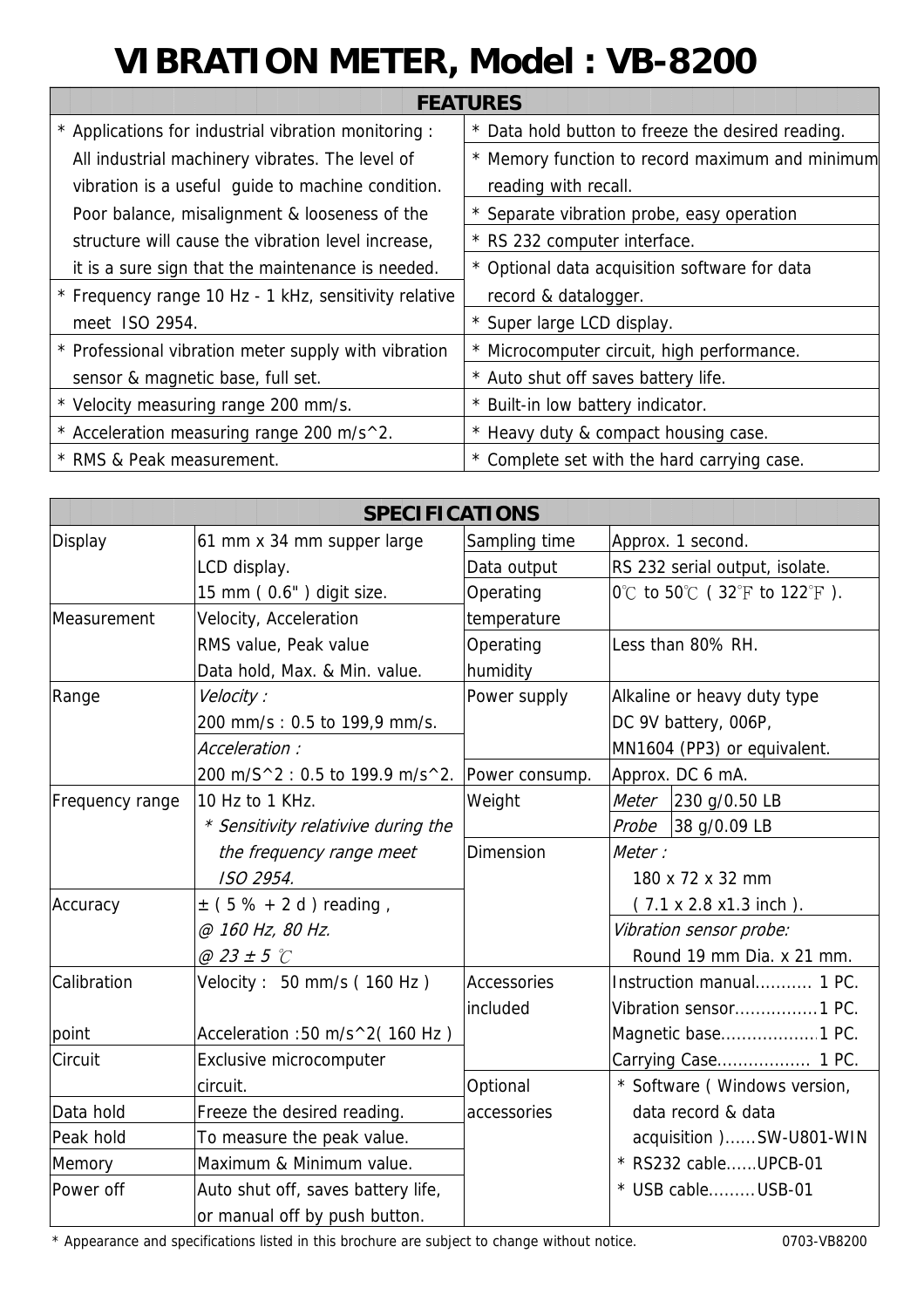# VIBRATION METER, Model : VB-8200

| FEATURES | |
|---|---|
| * Applications for industrial vibration monitoring : All industrial machinery vibrates. The level of vibration is a useful guide to machine condition. Poor balance, misalignment & looseness of the structure will cause the vibration level increase, it is a sure sign that the maintenance is needed. | * Data hold button to freeze the desired reading.<br>* Memory function to record maximum and minimum reading with recall.<br>* Separate vibration probe, easy operation<br>* RS 232 computer interface.<br>* Optional data acquisition software for data record & datalogger. |
| * Frequency range 10 Hz - 1 kHz, sensitivity relative meet ISO 2954. | * Super large LCD display. |
| * Professional vibration meter supply with vibration sensor & magnetic base, full set. | * Microcomputer circuit, high performance.<br>* Auto shut off saves battery life. |
| * Velocity measuring range 200 mm/s. | * Built-in low battery indicator. |
| * Acceleration measuring range 200 m/s^2. | * Heavy duty & compact housing case. |
| * RMS & Peak measurement. | * Complete set with the hard carrying case. |

| SPECIFICATIONS | | | |
|---|---|---|---|
| Display | 61 mm x 34 mm supper large LCD display.<br>15 mm ( 0.6" ) digit size. | Sampling time | Approx. 1 second. |
| | | Data output | RS 232 serial output, isolate. |
| Measurement | Velocity, Acceleration<br>RMS value, Peak value<br>Data hold, Max. & Min. value. | Operating temperature | 0℃ to 50℃ ( 32℉ to 122℉ ). |
| | | Operating humidity | Less than 80% RH. |
| Range | *Velocity :*<br>200 mm/s : 0.5 to 199,9 mm/s.<br>*Acceleration :*<br>200 m/S^2 : 0.5 to 199.9 m/s^2. | Power supply | Alkaline or heavy duty type DC 9V battery, 006P, MN1604 (PP3) or equivalent. |
| | | Power consump. | Approx. DC 6 mA. |
| Frequency range | 10 Hz to 1 KHz.<br>*\* Sensitivity relativive during the frequency range meet ISO 2954.* | Weight | *Meter* 230 g/0.50 LB<br>*Probe* 38 g/0.09 LB |
| Accuracy | ± ( 5 % + 2 d ) reading ,<br>*@ 160 Hz, 80 Hz.*<br>*@ 23 ± 5 ℃* | Dimension | *Meter :*<br>180 x 72 x 32 mm<br>( 7.1 x 2.8 x1.3 inch ).<br>*Vibration sensor probe:*<br>Round 19 mm Dia. x 21 mm. |
| Calibration point | Velocity : 50 mm/s ( 160 Hz )<br>Acceleration :50 m/s^2( 160 Hz ) | Accessories included | Instruction manual........... 1 PC.<br>Vibration sensor................1 PC.<br>Magnetic base...................1 PC.<br>Carrying Case.................. 1 PC. |
| Circuit | Exclusive microcomputer circuit. | Optional accessories | * Software ( Windows version, data record & data acquisition )......SW-U801-WIN<br>* RS232 cable......UPCB-01<br>* USB cable.........USB-01 |
| Data hold | Freeze the desired reading. | | |
| Peak hold | To measure the peak value. | | |
| Memory | Maximum & Minimum value. | | |
| Power off | Auto shut off, saves battery life, or manual off by push button. | | |

* Appearance and specifications listed in this brochure are subject to change without notice. 0703-VB8200